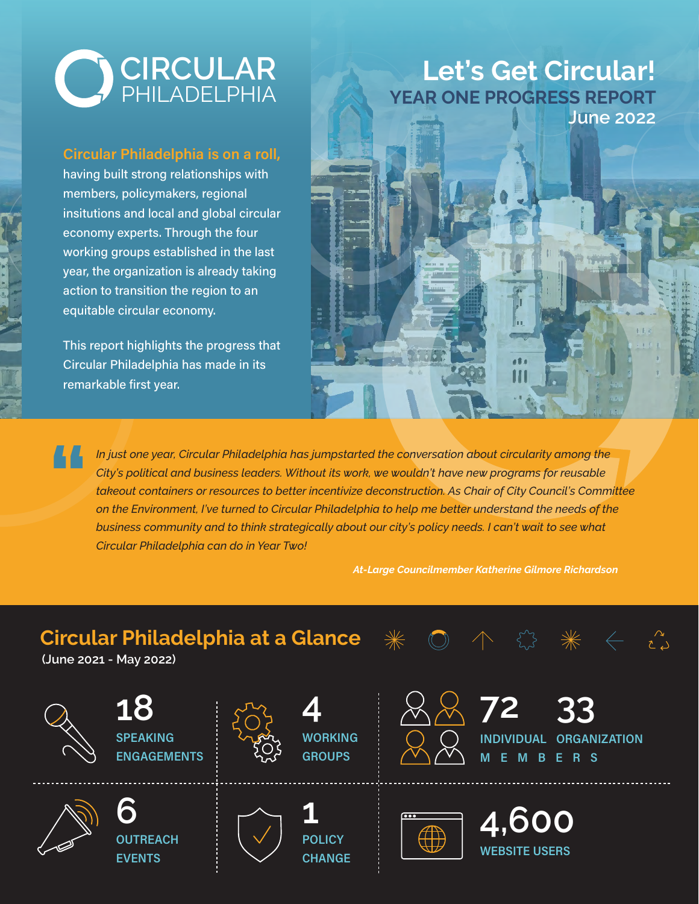# CIRCULAR PHILADELPHIA

# Let's Get Circular!

## YEAR ONE PROGRESS REPORT

### June 2022

**Circular Philadelphia is on a roll,** having built strong relationships with members, policymakers, regional insitutions and local and global circular economy experts. Through the four working groups established in the last year, the organization is already taking action to transition the region to an equitable circular economy.

This report highlights the progress that Circular Philadelphia has made in its remarkable first year.

> *In just one year, Circular Philadelphia has jumpstarted the conversation about circularity among the City's political and business leaders. Without its work, we wouldn't have new programs for reusable takeout containers or resources to better incentivize deconstruction. As Chair of City Council's Committee on the Environment, I've turned to Circular Philadelphia to help me better understand the needs of the business community and to think strategically about our city's policy needs. I can't wait to see what Circular Philadelphia can do in Year Two!*
>
> ***At-Large Councilmember Katherine Gilmore Richardson***

## Circular Philadelphia at a Glance

(June 2021 - May 2022)

- **18** SPEAKING ENGAGEMENTS
- **4** WORKING GROUPS
- **72** INDIVIDUAL MEMBERS
- **33** ORGANIZATION MEMBERS
- **6** OUTREACH EVENTS
- **1** POLICY CHANGE
- **4,600** WEBSITE USERS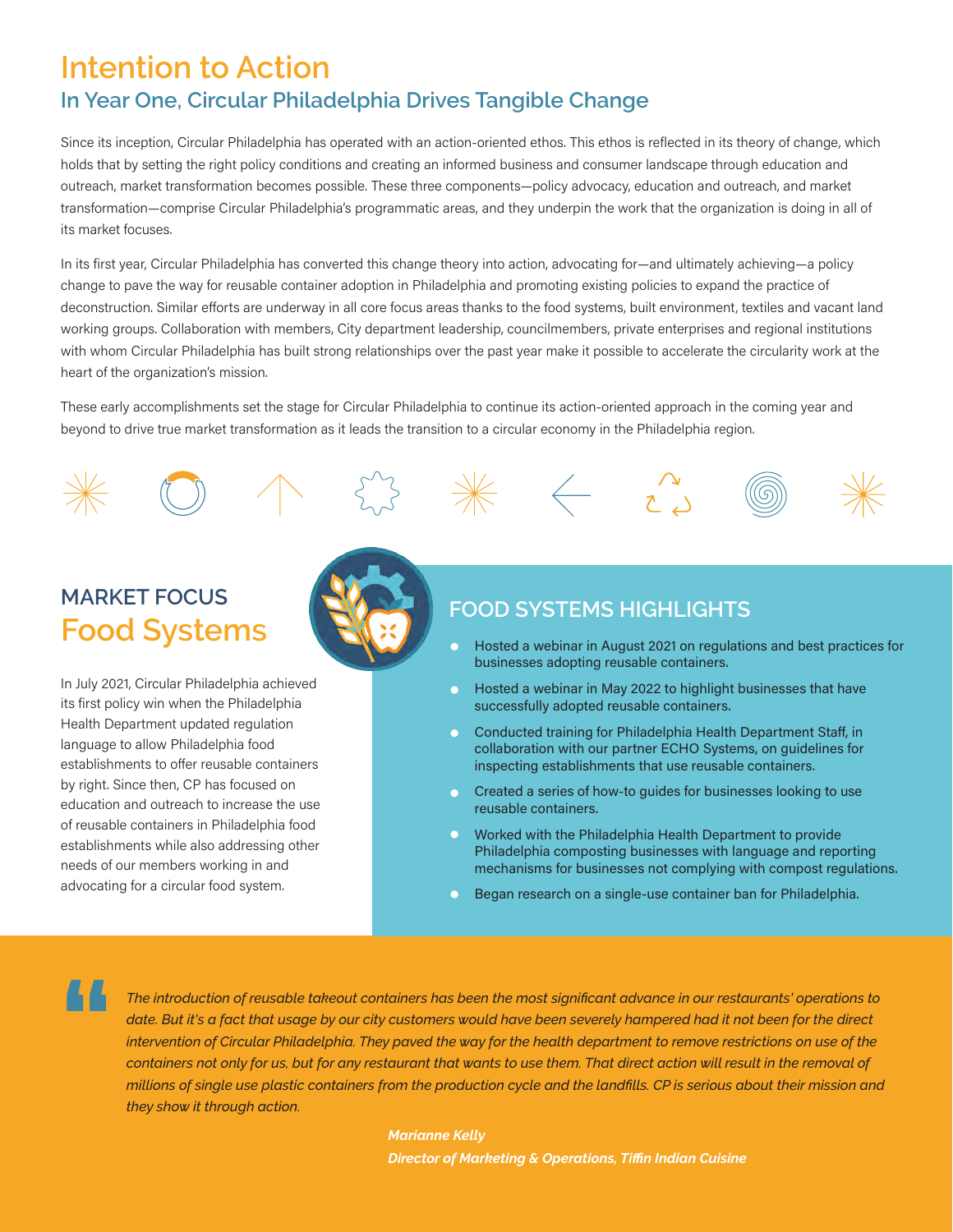# Intention to Action

## In Year One, Circular Philadelphia Drives Tangible Change

Since its inception, Circular Philadelphia has operated with an action-oriented ethos. This ethos is reflected in its theory of change, which holds that by setting the right policy conditions and creating an informed business and consumer landscape through education and outreach, market transformation becomes possible. These three components—policy advocacy, education and outreach, and market transformation—comprise Circular Philadelphia's programmatic areas, and they underpin the work that the organization is doing in all of its market focuses.

In its first year, Circular Philadelphia has converted this change theory into action, advocating for—and ultimately achieving—a policy change to pave the way for reusable container adoption in Philadelphia and promoting existing policies to expand the practice of deconstruction. Similar efforts are underway in all core focus areas thanks to the food systems, built environment, textiles and vacant land working groups. Collaboration with members, City department leadership, councilmembers, private enterprises and regional institutions with whom Circular Philadelphia has built strong relationships over the past year make it possible to accelerate the circularity work at the heart of the organization's mission.

These early accomplishments set the stage for Circular Philadelphia to continue its action-oriented approach in the coming year and beyond to drive true market transformation as it leads the transition to a circular economy in the Philadelphia region.

## MARKET FOCUS
# Food Systems

In July 2021, Circular Philadelphia achieved its first policy win when the Philadelphia Health Department updated regulation language to allow Philadelphia food establishments to offer reusable containers by right. Since then, CP has focused on education and outreach to increase the use of reusable containers in Philadelphia food establishments while also addressing other needs of our members working in and advocating for a circular food system.

### FOOD SYSTEMS HIGHLIGHTS

- Hosted a webinar in August 2021 on regulations and best practices for businesses adopting reusable containers.
- Hosted a webinar in May 2022 to highlight businesses that have successfully adopted reusable containers.
- Conducted training for Philadelphia Health Department Staff, in collaboration with our partner ECHO Systems, on guidelines for inspecting establishments that use reusable containers.
- Created a series of how-to guides for businesses looking to use reusable containers.
- Worked with the Philadelphia Health Department to provide Philadelphia composting businesses with language and reporting mechanisms for businesses not complying with compost regulations.
- Began research on a single-use container ban for Philadelphia.

> *The introduction of reusable takeout containers has been the most significant advance in our restaurants' operations to date. But it's a fact that usage by our city customers would have been severely hampered had it not been for the direct intervention of Circular Philadelphia. They paved the way for the health department to remove restrictions on use of the containers not only for us, but for any restaurant that wants to use them. That direct action will result in the removal of millions of single use plastic containers from the production cycle and the landfills. CP is serious about their mission and they show it through action.*
>
> ***Marianne Kelly***
> ***Director of Marketing & Operations, Tiffin Indian Cuisine***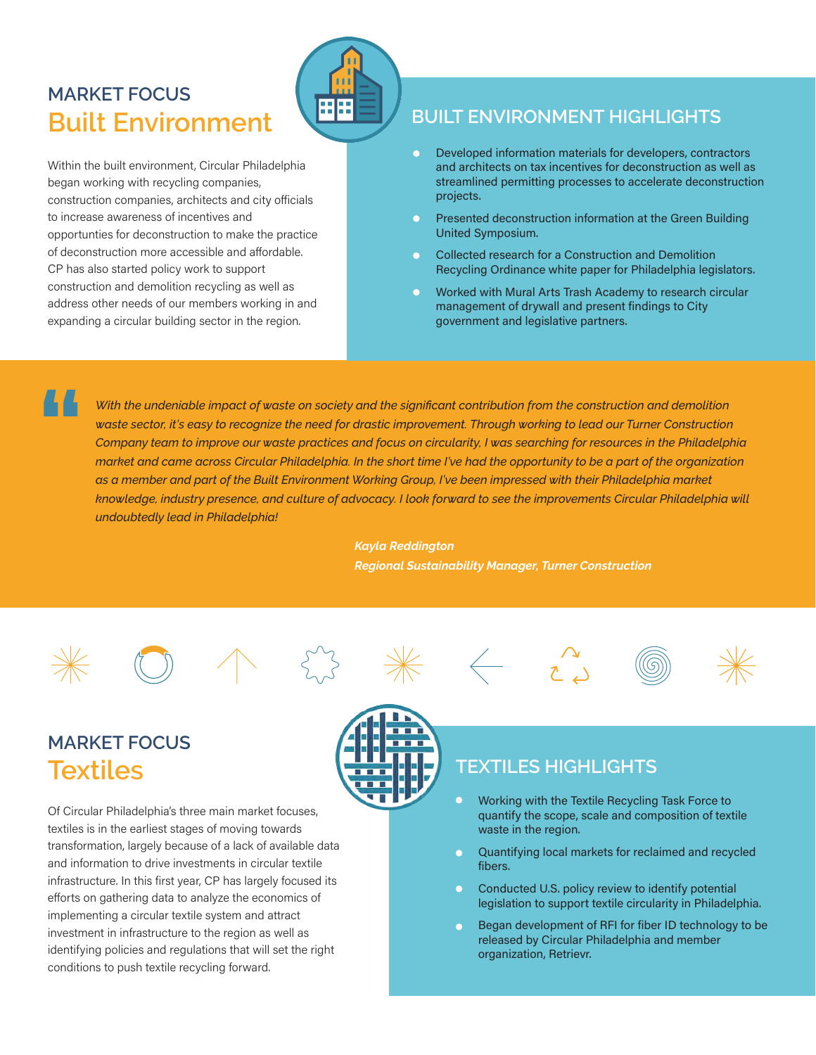## MARKET FOCUS
# Built Environment

Within the built environment, Circular Philadelphia began working with recycling companies, construction companies, architects and city officials to increase awareness of incentives and opportunties for deconstruction to make the practice of deconstruction more accessible and affordable. CP has also started policy work to support construction and demolition recycling as well as address other needs of our members working in and expanding a circular building sector in the region.

## BUILT ENVIRONMENT HIGHLIGHTS

- Developed information materials for developers, contractors and architects on tax incentives for deconstruction as well as streamlined permitting processes to accelerate deconstruction projects.
- Presented deconstruction information at the Green Building United Symposium.
- Collected research for a Construction and Demolition Recycling Ordinance white paper for Philadelphia legislators.
- Worked with Mural Arts Trash Academy to research circular management of drywall and present findings to City government and legislative partners.

> *With the undeniable impact of waste on society and the significant contribution from the construction and demolition waste sector, it's easy to recognize the need for drastic improvement. Through working to lead our Turner Construction Company team to improve our waste practices and focus on circularity, I was searching for resources in the Philadelphia market and came across Circular Philadelphia. In the short time I've had the opportunity to be a part of the organization as a member and part of the Built Environment Working Group, I've been impressed with their Philadelphia market knowledge, industry presence, and culture of advocacy. I look forward to see the improvements Circular Philadelphia will undoubtedly lead in Philadelphia!*
>
> ***Kayla Reddington***
> ***Regional Sustainability Manager, Turner Construction***

## MARKET FOCUS
# Textiles

Of Circular Philadelphia's three main market focuses, textiles is in the earliest stages of moving towards transformation, largely because of a lack of available data and information to drive investments in circular textile infrastructure. In this first year, CP has largely focused its efforts on gathering data to analyze the economics of implementing a circular textile system and attract investment in infrastructure to the region as well as identifying policies and regulations that will set the right conditions to push textile recycling forward.

## TEXTILES HIGHLIGHTS

- Working with the Textile Recycling Task Force to quantify the scope, scale and composition of textile waste in the region.
- Quantifying local markets for reclaimed and recycled fibers.
- Conducted U.S. policy review to identify potential legislation to support textile circularity in Philadelphia.
- Began development of RFI for fiber ID technology to be released by Circular Philadelphia and member organization, Retrievr.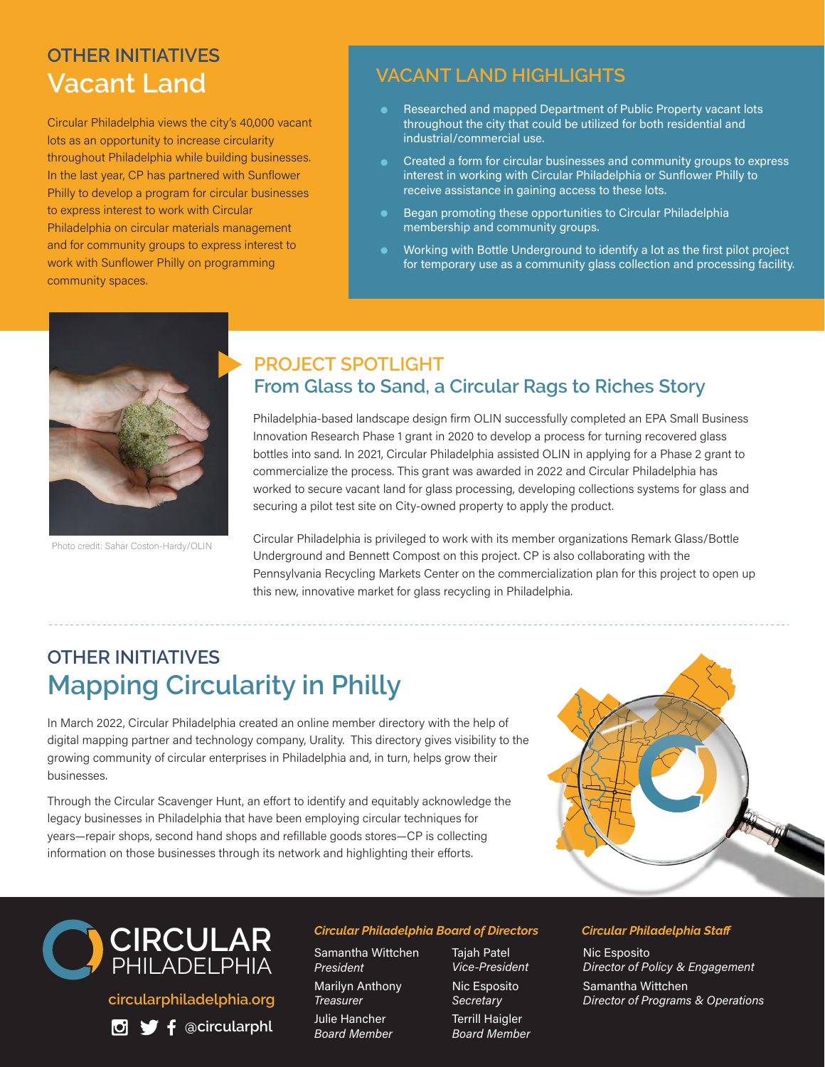## OTHER INITIATIVES

# Vacant Land

Circular Philadelphia views the city's 40,000 vacant lots as an opportunity to increase circularity throughout Philadelphia while building businesses. In the last year, CP has partnered with Sunflower Philly to develop a program for circular businesses to express interest to work with Circular Philadelphia on circular materials management and for community groups to express interest to work with Sunflower Philly on programming community spaces.

## VACANT LAND HIGHLIGHTS

- Researched and mapped Department of Public Property vacant lots throughout the city that could be utilized for both residential and industrial/commercial use.
- Created a form for circular businesses and community groups to express interest in working with Circular Philadelphia or Sunflower Philly to receive assistance in gaining access to these lots.
- Began promoting these opportunities to Circular Philadelphia membership and community groups.
- Working with Bottle Underground to identify a lot as the first pilot project for temporary use as a community glass collection and processing facility.

Photo credit: Sahar Coston-Hardy/OLIN

## PROJECT SPOTLIGHT

### From Glass to Sand, a Circular Rags to Riches Story

Philadelphia-based landscape design firm OLIN successfully completed an EPA Small Business Innovation Research Phase 1 grant in 2020 to develop a process for turning recovered glass bottles into sand. In 2021, Circular Philadelphia assisted OLIN in applying for a Phase 2 grant to commercialize the process. This grant was awarded in 2022 and Circular Philadelphia has worked to secure vacant land for glass processing, developing collections systems for glass and securing a pilot test site on City-owned property to apply the product.

Circular Philadelphia is privileged to work with its member organizations Remark Glass/Bottle Underground and Bennett Compost on this project. CP is also collaborating with the Pennsylvania Recycling Markets Center on the commercialization plan for this project to open up this new, innovative market for glass recycling in Philadelphia.

## OTHER INITIATIVES

# Mapping Circularity in Philly

In March 2022, Circular Philadelphia created an online member directory with the help of digital mapping partner and technology company, Urality. This directory gives visibility to the growing community of circular enterprises in Philadelphia and, in turn, helps grow their businesses.

Through the Circular Scavenger Hunt, an effort to identify and equitably acknowledge the legacy businesses in Philadelphia that have been employing circular techniques for years—repair shops, second hand shops and refillable goods stores—CP is collecting information on those businesses through its network and highlighting their efforts.

CIRCULAR PHILADELPHIA

circularphiladelphia.org

@circularphl

***Circular Philadelphia Board of Directors***

Samantha Wittchen
*President*

Tajah Patel
*Vice-President*

Marilyn Anthony
*Treasurer*

Nic Esposito
*Secretary*

Julie Hancher
*Board Member*

Terrill Haigler
*Board Member*

***Circular Philadelphia Staff***

Nic Esposito
*Director of Policy & Engagement*

Samantha Wittchen
*Director of Programs & Operations*